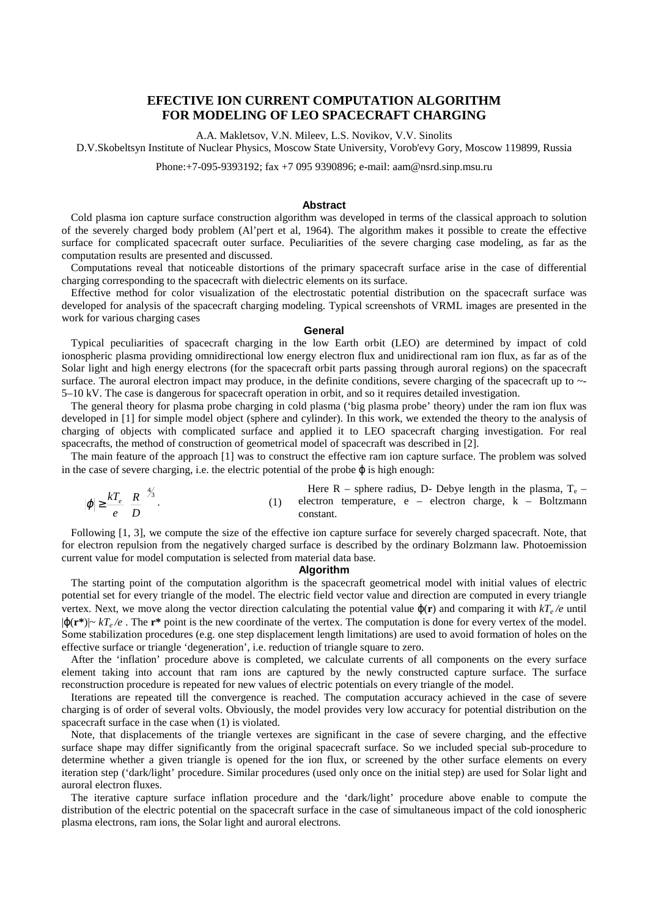# EFECTIVE ION CURRENT COMPUTATION ALGORITHM FOR MODELING OF LEO SPACECRAFT CHARGING

A.A. Makletsov, V.N. Mileev, L.S. Novikov, V.V. Sinolits

D.V.Skobeltsyn Institute of Nuclear Physics, Moscow State University, Vorob'evy Gory, Moscow 119899, Russia

Phone:+7-095-9393192; fax +7 095 9390896; e-mail: aam@nsrd.sinp.msu.ru

## Abstract

Cold plasma ion capture surface construction algorithm was developed in terms of the classical approach to solution of the severely charged body problem (Al'pert et al, 1964). The algorithm makes it possible to create the effective surface for complicated spacecraft outer surface. Peculiarities of the severe charging case modeling, as far as the computation results are presented and discussed.

Computations reveal that noticeable distortions of the primary spacecraft surface arise in the case of differential charging corresponding to the spacecraft with dielectric elements on its surface.

Effective method for color visualization of the electrostatic potential distribution on the spacecraft surface was developed for analysis of the spacecraft charging modeling. Typical screenshots of VRML images are presented in the work for various charging cases

## General

Typical peculiarities of spacecraft charging in the low Earth orbit (LEO) are determined by impact of cold ionospheric plasma providing omnidirectional low energy electron flux and unidirectional ram ion flux, as far as of the Solar light and high energy electrons (for the spacecraft orbit parts passing through auroral regions) on the spacecraft surface. The auroral electron impact may produce, in the definite conditions, severe charging of the spacecraft up to ~-5–10 kV. The case is dangerous for spacecraft operation in orbit, and so it requires detailed investigation.

The general theory for plasma probe charging in cold plasma ('big plasma probe' theory) under the ram ion flux was developed in [1] for simple model object (sphere and cylinder). In this work, we extended the theory to the analysis of charging of objects with complicated surface and applied it to LEO spacecraft charging investigation. For real spacecrafts, the method of construction of geometrical model of spacecraft was described in [2].

The main feature of the approach [1] was to construct the effective ram ion capture surface. The problem was solved in the case of severe charging, i.e. the electric potential of the probe $\varphi$ is high enough:

$$|\varphi| \geq \frac{kT_e}{e}\left(\frac{R}{D}\right)^{4/3}. \qquad (1)$$

Here R – sphere radius, D- Debye length in the plasma, $T_e$ – electron temperature, e – electron charge, k – Boltzmann constant.

Following [1, 3], we compute the size of the effective ion capture surface for severely charged spacecraft. Note, that for electron repulsion from the negatively charged surface is described by the ordinary Bolzmann law. Photoemission current value for model computation is selected from material data base.

## Algorithm

The starting point of the computation algorithm is the spacecraft geometrical model with initial values of electric potential set for every triangle of the model. The electric field vector value and direction are computed in every triangle vertex. Next, we move along the vector direction calculating the potential value $\varphi(\mathbf{r})$ and comparing it with $kT_e/e$ until $|\varphi(\mathbf{r^*})| \sim kT_e/e$ . The $\mathbf{r^*}$ point is the new coordinate of the vertex. The computation is done for every vertex of the model. Some stabilization procedures (e.g. one step displacement length limitations) are used to avoid formation of holes on the effective surface or triangle 'degeneration', i.e. reduction of triangle square to zero.

After the 'inflation' procedure above is completed, we calculate currents of all components on the every surface element taking into account that ram ions are captured by the newly constructed capture surface. The surface reconstruction procedure is repeated for new values of electric potentials on every triangle of the model.

Iterations are repeated till the convergence is reached. The computation accuracy achieved in the case of severe charging is of order of several volts. Obviously, the model provides very low accuracy for potential distribution on the spacecraft surface in the case when (1) is violated.

Note, that displacements of the triangle vertexes are significant in the case of severe charging, and the effective surface shape may differ significantly from the original spacecraft surface. So we included special sub-procedure to determine whether a given triangle is opened for the ion flux, or screened by the other surface elements on every iteration step ('dark/light' procedure. Similar procedures (used only once on the initial step) are used for Solar light and auroral electron fluxes.

The iterative capture surface inflation procedure and the 'dark/light' procedure above enable to compute the distribution of the electric potential on the spacecraft surface in the case of simultaneous impact of the cold ionospheric plasma electrons, ram ions, the Solar light and auroral electrons.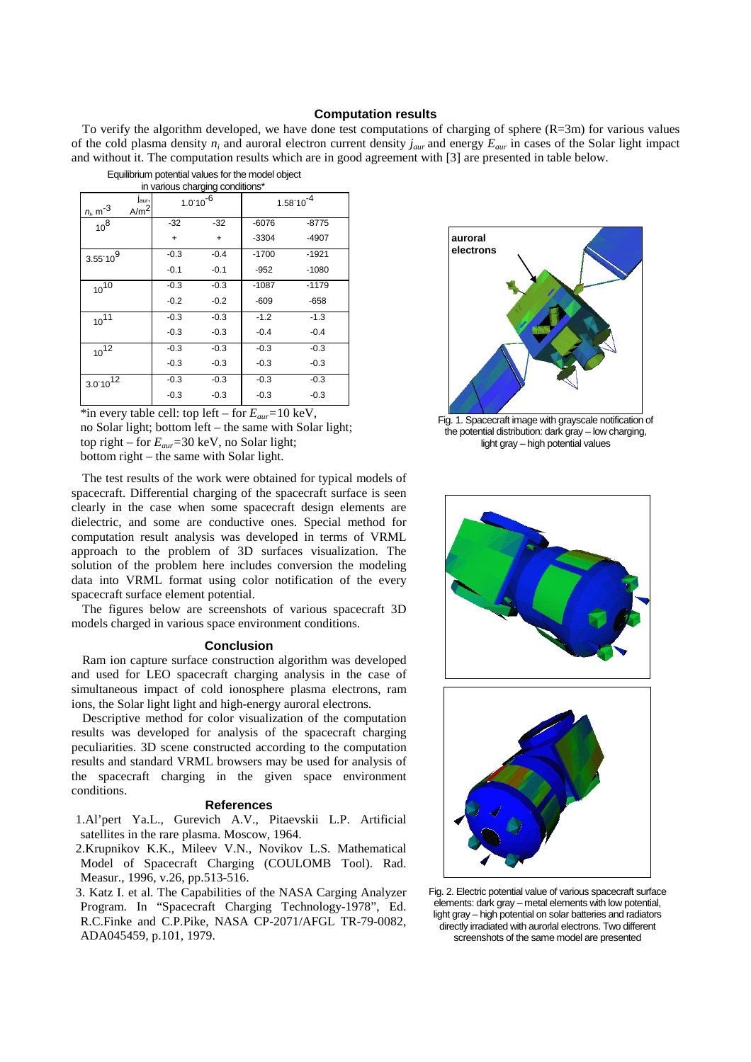## Computation results

To verify the algorithm developed, we have done test computations of charging of sphere (R=3m) for various values of the cold plasma density $n_i$ and auroral electron current density $j_{aur}$ and energy $E_{aur}$ in cases of the Solar light impact and without it. The computation results which are in good agreement with [3] are presented in table below.

Equilibrium potential values for the model object in various charging conditions*

| $n_i$, m$^{-3}$ \ $j_{aur}$, A/m$^2$ | $1.0 \cdot 10^{-6}$ | | $1.58 \cdot 10^{-4}$ | |
|---|---|---|---|---|
| $10^8$ | -32 | -32 | -6076 | -8775 |
| | + | + | -3304 | -4907 |
| $3.55 \cdot 10^9$ | -0.3 | -0.4 | -1700 | -1921 |
| | -0.1 | -0.1 | -952 | -1080 |
| $10^{10}$ | -0.3 | -0.3 | -1087 | -1179 |
| | -0.2 | -0.2 | -609 | -658 |
| $10^{11}$ | -0.3 | -0.3 | -1.2 | -1.3 |
| | -0.3 | -0.3 | -0.4 | -0.4 |
| $10^{12}$ | -0.3 | -0.3 | -0.3 | -0.3 |
| | -0.3 | -0.3 | -0.3 | -0.3 |
| $3.0 \cdot 10^{12}$ | -0.3 | -0.3 | -0.3 | -0.3 |
| | -0.3 | -0.3 | -0.3 | -0.3 |

*in every table cell: top left – for $E_{aur}$=10 keV, no Solar light; bottom left – the same with Solar light; top right – for $E_{aur}$=30 keV, no Solar light; bottom right – the same with Solar light.

The test results of the work were obtained for typical models of spacecraft. Differential charging of the spacecraft surface is seen clearly in the case when some spacecraft design elements are dielectric, and some are conductive ones. Special method for computation result analysis was developed in terms of VRML approach to the problem of 3D surfaces visualization. The solution of the problem here includes conversion the modeling data into VRML format using color notification of the every spacecraft surface element potential.

The figures below are screenshots of various spacecraft 3D models charged in various space environment conditions.

auroral electrons

Fig. 1. Spacecraft image with grayscale notification of the potential distribution: dark gray – low charging, light gray – high potential values

Fig. 2. Electric potential value of various spacecraft surface elements: dark gray – metal elements with low potential, light gray – high potential on solar batteries and radiators directly irradiated with aurorlal electrons. Two different screenshots of the same model are presented

## Conclusion

Ram ion capture surface construction algorithm was developed and used for LEO spacecraft charging analysis in the case of simultaneous impact of cold ionosphere plasma electrons, ram ions, the Solar light light and high-energy auroral electrons.

Descriptive method for color visualization of the computation results was developed for analysis of the spacecraft charging peculiarities. 3D scene constructed according to the computation results and standard VRML browsers may be used for analysis of the spacecraft charging in the given space environment conditions.

## References

1. Al'pert Ya.L., Gurevich A.V., Pitaevskii L.P. Artificial satellites in the rare plasma. Moscow, 1964.
2. Krupnikov K.K., Mileev V.N., Novikov L.S. Mathematical Model of Spacecraft Charging (COULOMB Tool). Rad. Measur., 1996, v.26, pp.513-516.
3. Katz I. et al. The Capabilities of the NASA Carging Analyzer Program. In "Spacecraft Charging Technology-1978", Ed. R.C.Finke and C.P.Pike, NASA CP-2071/AFGL TR-79-0082, ADA045459, p.101, 1979.